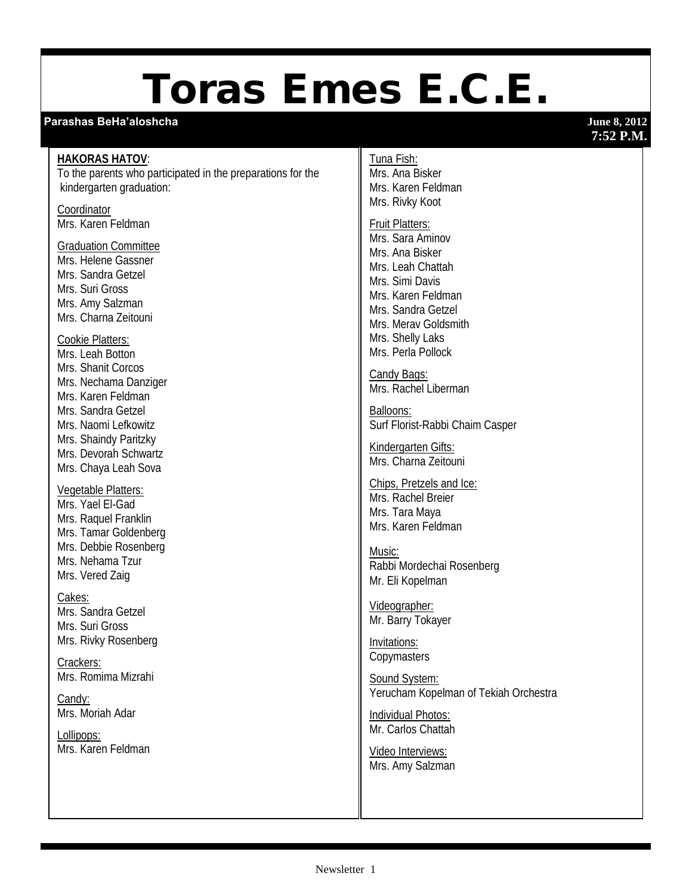# Toras Emes E.C.E.

**Parashas BeHa'aloshcha** — June 8, 2012 — 7:52 P.M.

**HAKORAS HATOV**:
To the parents who participated in the preparations for the kindergarten graduation:

Coordinator
Mrs. Karen Feldman

Graduation Committee
Mrs. Helene Gassner
Mrs. Sandra Getzel
Mrs. Suri Gross
Mrs. Amy Salzman
Mrs. Charna Zeitouni

Cookie Platters:
Mrs. Leah Botton
Mrs. Shanit Corcos
Mrs. Nechama Danziger
Mrs. Karen Feldman
Mrs. Sandra Getzel
Mrs. Naomi Lefkowitz
Mrs. Shaindy Paritzky
Mrs. Devorah Schwartz
Mrs. Chaya Leah Sova

Vegetable Platters:
Mrs. Yael El-Gad
Mrs. Raquel Franklin
Mrs. Tamar Goldenberg
Mrs. Debbie Rosenberg
Mrs. Nehama Tzur
Mrs. Vered Zaig

Cakes:
Mrs. Sandra Getzel
Mrs. Suri Gross
Mrs. Rivky Rosenberg

Crackers:
Mrs. Romima Mizrahi

Candy:
Mrs. Moriah Adar

Lollipops:
Mrs. Karen Feldman

Tuna Fish:
Mrs. Ana Bisker
Mrs. Karen Feldman
Mrs. Rivky Koot

Fruit Platters:
Mrs. Sara Aminov
Mrs. Ana Bisker
Mrs. Leah Chattah
Mrs. Simi Davis
Mrs. Karen Feldman
Mrs. Sandra Getzel
Mrs. Merav Goldsmith
Mrs. Shelly Laks
Mrs. Perla Pollock

Candy Bags:
Mrs. Rachel Liberman

Balloons:
Surf Florist-Rabbi Chaim Casper

Kindergarten Gifts:
Mrs. Charna Zeitouni

Chips, Pretzels and Ice:
Mrs. Rachel Breier
Mrs. Tara Maya
Mrs. Karen Feldman

Music:
Rabbi Mordechai Rosenberg
Mr. Eli Kopelman

Videographer:
Mr. Barry Tokayer

Invitations:
Copymasters

Sound System:
Yerucham Kopelman of Tekiah Orchestra

Individual Photos:
Mr. Carlos Chattah

Video Interviews:
Mrs. Amy Salzman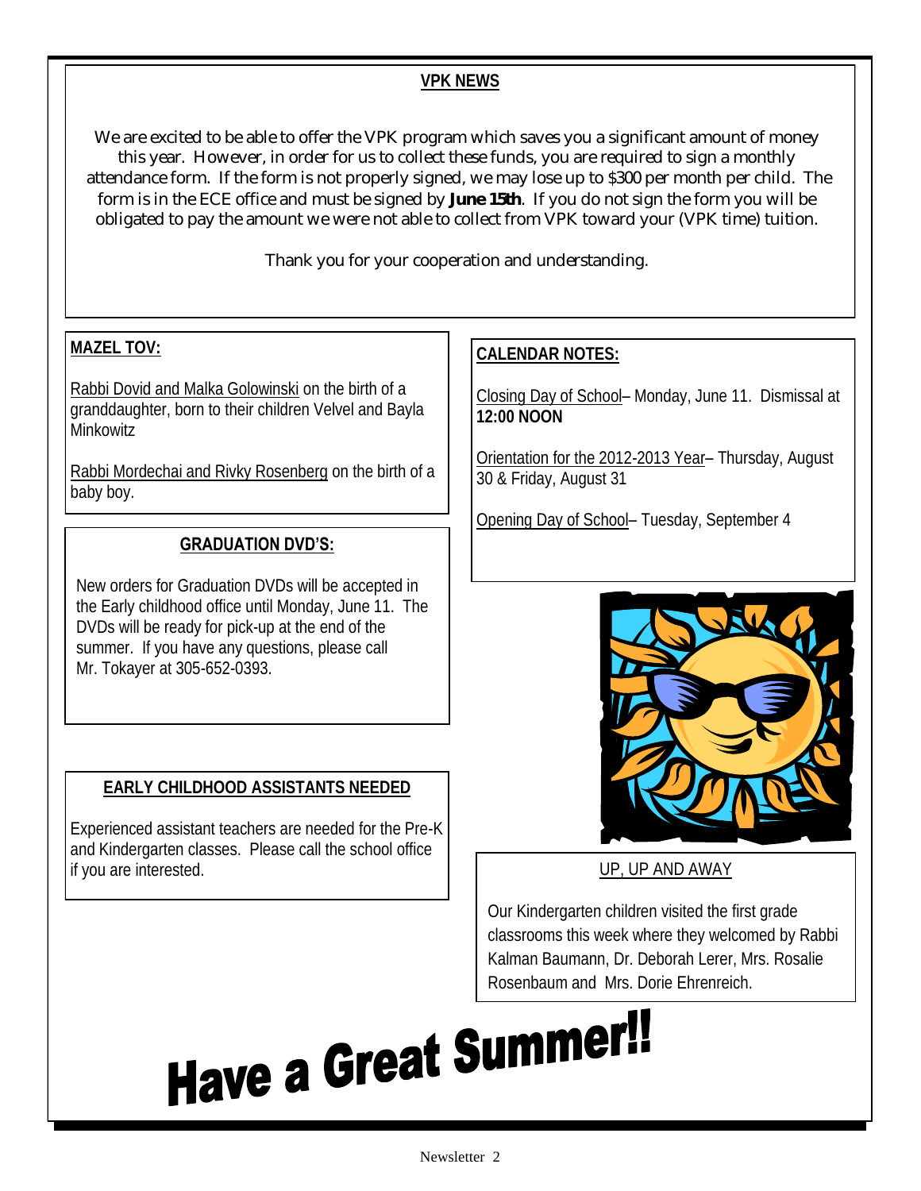## VPK NEWS

We are excited to be able to offer the VPK program which saves you a significant amount of money this year. However, in order for us to collect these funds, you are required to sign a monthly attendance form. If the form is not properly signed, we may lose up to $300 per month per child. The form is in the ECE office and must be signed by **June 15th**. If you do not sign the form you will be obligated to pay the amount we were not able to collect from VPK toward your (VPK time) tuition.

Thank you for your cooperation and understanding.

## MAZEL TOV:

Rabbi Dovid and Malka Golowinski on the birth of a granddaughter, born to their children Velvel and Bayla Minkowitz

Rabbi Mordechai and Rivky Rosenberg on the birth of a baby boy.

## GRADUATION DVD'S:

New orders for Graduation DVDs will be accepted in the Early childhood office until Monday, June 11. The DVDs will be ready for pick-up at the end of the summer. If you have any questions, please call Mr. Tokayer at 305-652-0393.

## EARLY CHILDHOOD ASSISTANTS NEEDED

Experienced assistant teachers are needed for the Pre-K and Kindergarten classes. Please call the school office if you are interested.

## CALENDAR NOTES:

Closing Day of School– Monday, June 11. Dismissal at **12:00 NOON**

Orientation for the 2012-2013 Year– Thursday, August 30 & Friday, August 31

Opening Day of School– Tuesday, September 4

## UP, UP AND AWAY

Our Kindergarten children visited the first grade classrooms this week where they welcomed by Rabbi Kalman Baumann, Dr. Deborah Lerer, Mrs. Rosalie Rosenbaum and Mrs. Dorie Ehrenreich.

# Have a Great Summer!!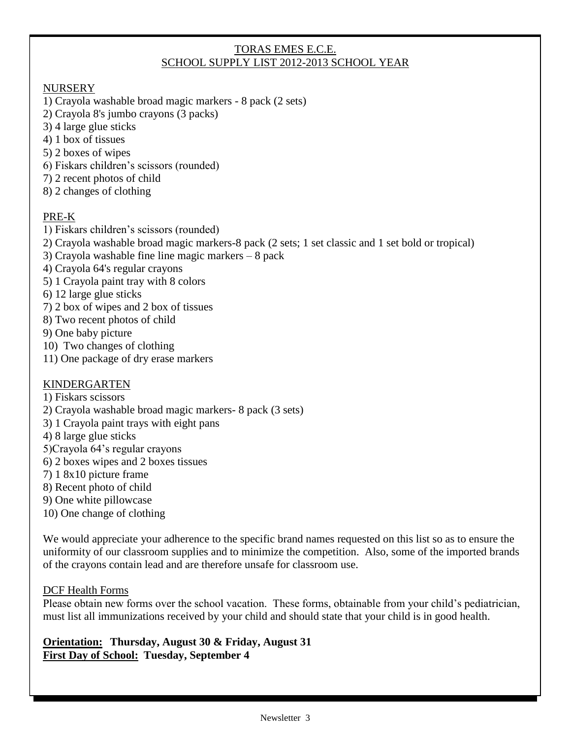# TORAS EMES E.C.E.
## SCHOOL SUPPLY LIST 2012-2013 SCHOOL YEAR

### NURSERY

1) Crayola washable broad magic markers - 8 pack (2 sets)
2) Crayola 8's jumbo crayons (3 packs)
3) 4 large glue sticks
4) 1 box of tissues
5) 2 boxes of wipes
6) Fiskars children's scissors (rounded)
7) 2 recent photos of child
8) 2 changes of clothing

### PRE-K

1) Fiskars children's scissors (rounded)
2) Crayola washable broad magic markers-8 pack (2 sets; 1 set classic and 1 set bold or tropical)
3) Crayola washable fine line magic markers – 8 pack
4) Crayola 64's regular crayons
5) 1 Crayola paint tray with 8 colors
6) 12 large glue sticks
7) 2 box of wipes and 2 box of tissues
8) Two recent photos of child
9) One baby picture
10) Two changes of clothing
11) One package of dry erase markers

### KINDERGARTEN

1) Fiskars scissors
2) Crayola washable broad magic markers- 8 pack (3 sets)
3) 1 Crayola paint trays with eight pans
4) 8 large glue sticks
5) Crayola 64's regular crayons
6) 2 boxes wipes and 2 boxes tissues
7) 1 8x10 picture frame
8) Recent photo of child
9) One white pillowcase
10) One change of clothing

We would appreciate your adherence to the specific brand names requested on this list so as to ensure the uniformity of our classroom supplies and to minimize the competition. Also, some of the imported brands of the crayons contain lead and are therefore unsafe for classroom use.

### DCF Health Forms

Please obtain new forms over the school vacation. These forms, obtainable from your child's pediatrician, must list all immunizations received by your child and should state that your child is in good health.

**Orientation: Thursday, August 30 & Friday, August 31**
**First Day of School: Tuesday, September 4**